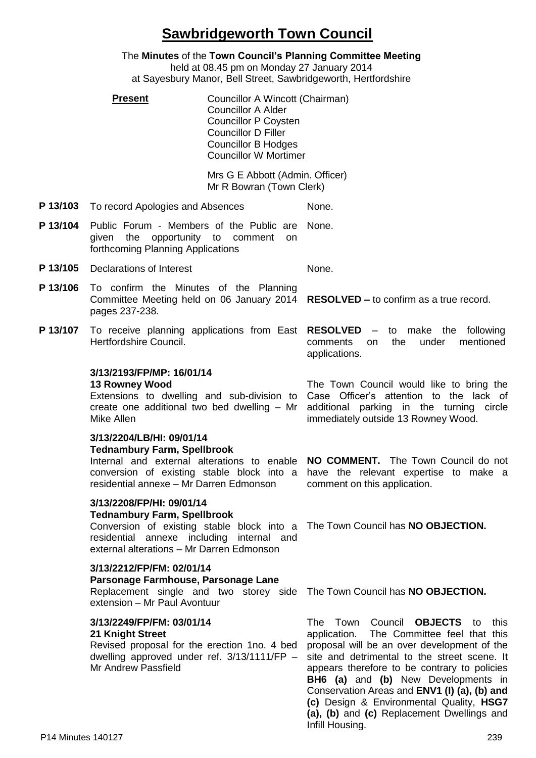# Sawbridgeworth Town Council

The **Minutes** of the **Town Council's Planning Committee Meeting**
held at 08.45 pm on Monday 27 January 2014
at Sayesbury Manor, Bell Street, Sawbridgeworth, Hertfordshire

**Present**

Councillor A Wincott (Chairman)
Councillor A Alder
Councillor P Coysten
Councillor D Filler
Councillor B Hodges
Councillor W Mortimer

Mrs G E Abbott (Admin. Officer)
Mr R Bowran (Town Clerk)

**P 13/103** To record Apologies and Absences — None.

**P 13/104** Public Forum - Members of the Public are given the opportunity to comment on forthcoming Planning Applications — None.

**P 13/105** Declarations of Interest — None.

**P 13/106** To confirm the Minutes of the Planning Committee Meeting held on 06 January 2014 pages 237-238. — **RESOLVED –** to confirm as a true record.

**P 13/107** To receive planning applications from East Hertfordshire Council. — **RESOLVED** – to make the following comments on the under mentioned applications.

**3/13/2193/FP/MP: 16/01/14**
**13 Rowney Wood**
Extensions to dwelling and sub-division to create one additional two bed dwelling – Mr Mike Allen

The Town Council would like to bring the Case Officer's attention to the lack of additional parking in the turning circle immediately outside 13 Rowney Wood.

**3/13/2204/LB/HI: 09/01/14**
**Tednambury Farm, Spellbrook**
Internal and external alterations to enable conversion of existing stable block into a residential annexe – Mr Darren Edmonson

**NO COMMENT.** The Town Council do not have the relevant expertise to make a comment on this application.

**3/13/2208/FP/HI: 09/01/14**
**Tednambury Farm, Spellbrook**
Conversion of existing stable block into a residential annexe including internal and external alterations – Mr Darren Edmonson

The Town Council has **NO OBJECTION.**

**3/13/2212/FP/FM: 02/01/14**
**Parsonage Farmhouse, Parsonage Lane**
Replacement single and two storey side extension – Mr Paul Avontuur

The Town Council has **NO OBJECTION.**

**3/13/2249/FP/FM: 03/01/14**
**21 Knight Street**
Revised proposal for the erection 1no. 4 bed dwelling approved under ref. 3/13/1111/FP – Mr Andrew Passfield

The Town Council **OBJECTS** to this application. The Committee feel that this proposal will be an over development of the site and detrimental to the street scene. It appears therefore to be contrary to policies **BH6 (a)** and **(b)** New Developments in Conservation Areas and **ENV1 (I) (a), (b) and (c)** Design & Environmental Quality, **HSG7 (a), (b)** and **(c)** Replacement Dwellings and Infill Housing.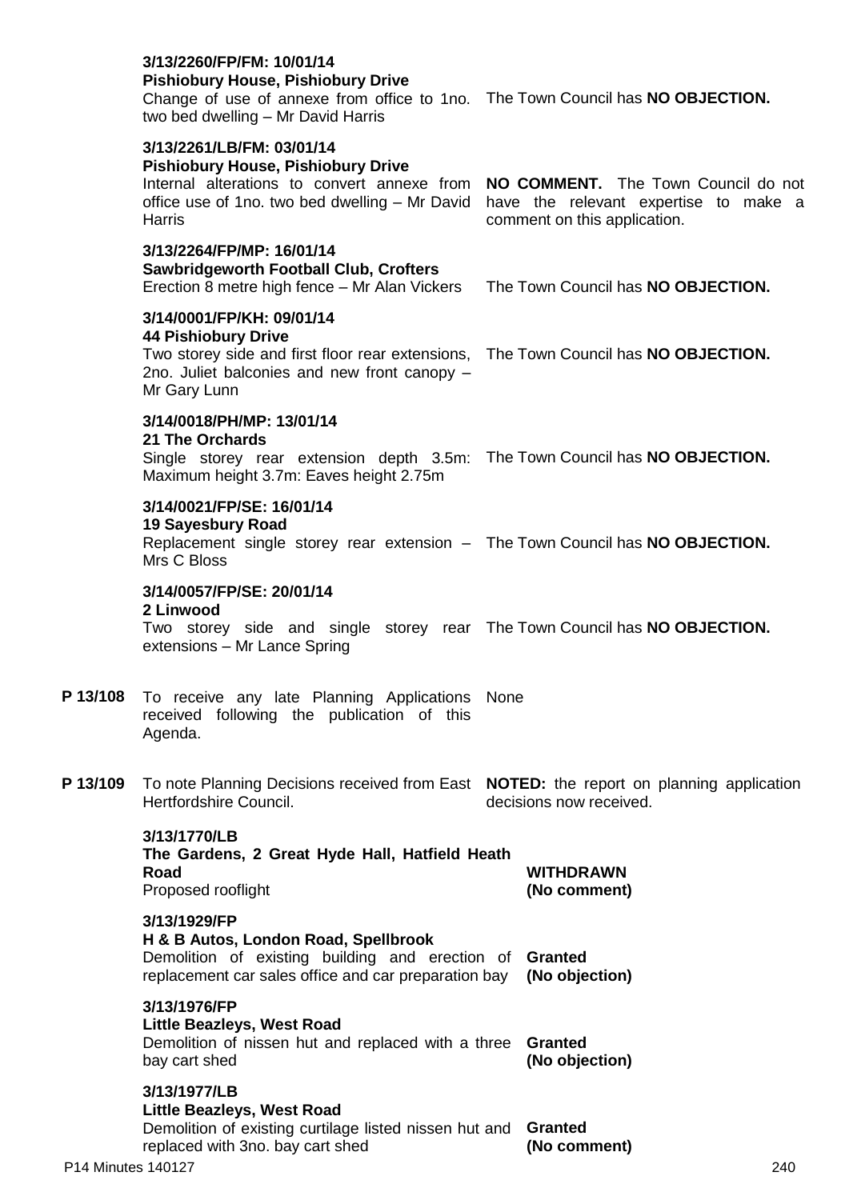**3/13/2260/FP/FM: 10/01/14**
**Pishiobury House, Pishiobury Drive**
Change of use of annexe from office to 1no. two bed dwelling – Mr David Harris

The Town Council has **NO OBJECTION.**

**3/13/2261/LB/FM: 03/01/14**
**Pishiobury House, Pishiobury Drive**
Internal alterations to convert annexe from office use of 1no. two bed dwelling – Mr David Harris

**NO COMMENT.** The Town Council do not have the relevant expertise to make a comment on this application.

**3/13/2264/FP/MP: 16/01/14**
**Sawbridgeworth Football Club, Crofters**
Erection 8 metre high fence – Mr Alan Vickers

The Town Council has **NO OBJECTION.**

**3/14/0001/FP/KH: 09/01/14**
**44 Pishiobury Drive**
Two storey side and first floor rear extensions, 2no. Juliet balconies and new front canopy – Mr Gary Lunn

The Town Council has **NO OBJECTION.**

**3/14/0018/PH/MP: 13/01/14**
**21 The Orchards**
Single storey rear extension depth 3.5m: Maximum height 3.7m: Eaves height 2.75m

The Town Council has **NO OBJECTION.**

**3/14/0021/FP/SE: 16/01/14**
**19 Sayesbury Road**
Replacement single storey rear extension – Mrs C Bloss

The Town Council has **NO OBJECTION.**

**3/14/0057/FP/SE: 20/01/14**
**2 Linwood**
Two storey side and single storey rear extensions – Mr Lance Spring

The Town Council has **NO OBJECTION.**

**P 13/108** To receive any late Planning Applications received following the publication of this Agenda.

None

**P 13/109** To note Planning Decisions received from East Hertfordshire Council.

**NOTED:** the report on planning application decisions now received.

**3/13/1770/LB**
**The Gardens, 2 Great Hyde Hall, Hatfield Heath Road**
Proposed rooflight

**WITHDRAWN**
**(No comment)**

**3/13/1929/FP**
**H & B Autos, London Road, Spellbrook**
Demolition of existing building and erection of replacement car sales office and car preparation bay

**Granted**
**(No objection)**

**3/13/1976/FP**
**Little Beazleys, West Road**
Demolition of nissen hut and replaced with a three bay cart shed

**Granted**
**(No objection)**

**3/13/1977/LB**
**Little Beazleys, West Road**
Demolition of existing curtilage listed nissen hut and replaced with 3no. bay cart shed

**Granted**
**(No comment)**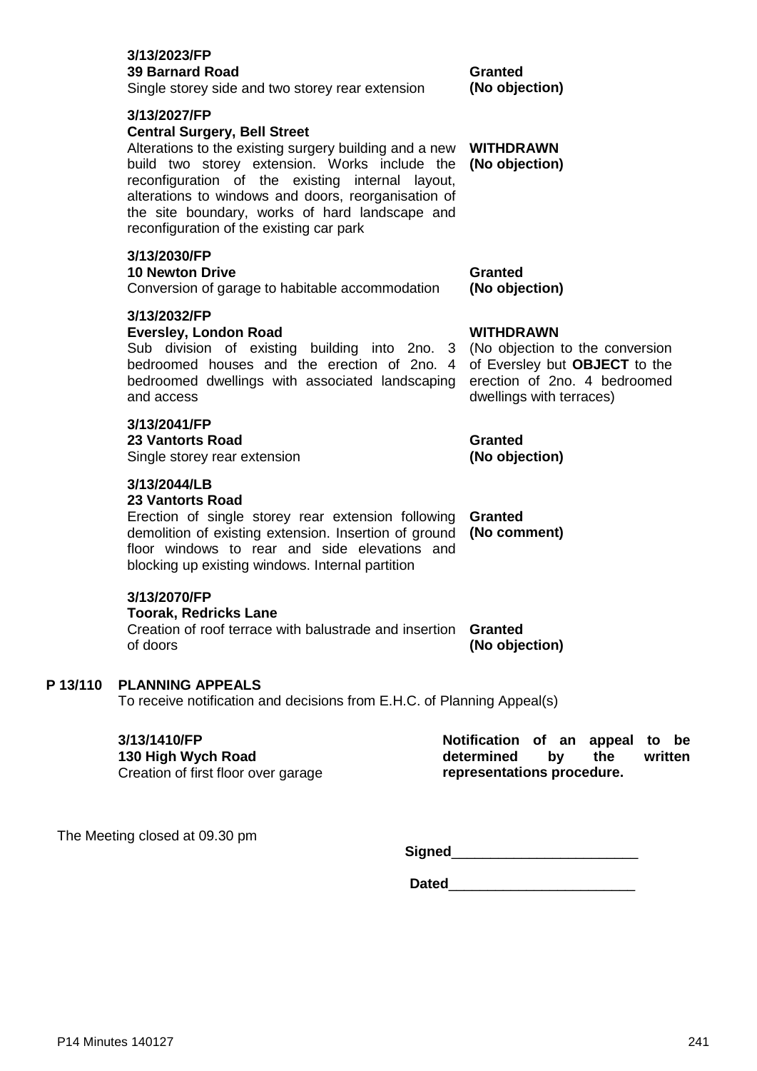**3/13/2023/FP**
**39 Barnard Road**
Single storey side and two storey rear extension

**Granted**
**(No objection)**

**3/13/2027/FP**
**Central Surgery, Bell Street**
Alterations to the existing surgery building and a new build two storey extension. Works include the reconfiguration of the existing internal layout, alterations to windows and doors, reorganisation of the site boundary, works of hard landscape and reconfiguration of the existing car park

**WITHDRAWN**
**(No objection)**

**3/13/2030/FP**
**10 Newton Drive**
Conversion of garage to habitable accommodation

**Granted**
**(No objection)**

**3/13/2032/FP**
**Eversley, London Road**
Sub division of existing building into 2no. 3 bedroomed houses and the erection of 2no. 4 bedroomed dwellings with associated landscaping and access

**WITHDRAWN**
(No objection to the conversion of Eversley but **OBJECT** to the erection of 2no. 4 bedroomed dwellings with terraces)

**3/13/2041/FP**
**23 Vantorts Road**
Single storey rear extension

**Granted**
**(No objection)**

**3/13/2044/LB**
**23 Vantorts Road**
Erection of single storey rear extension following demolition of existing extension. Insertion of ground floor windows to rear and side elevations and blocking up existing windows. Internal partition

**Granted**
**(No comment)**

**3/13/2070/FP**
**Toorak, Redricks Lane**
Creation of roof terrace with balustrade and insertion of doors

**Granted**
**(No objection)**

## P 13/110 PLANNING APPEALS

To receive notification and decisions from E.H.C. of Planning Appeal(s)

**3/13/1410/FP**
**130 High Wych Road**
Creation of first floor over garage

**Notification of an appeal to be determined by the written representations procedure.**

The Meeting closed at 09.30 pm

**Signed**_______________________

**Dated**_______________________

P14 Minutes 140127